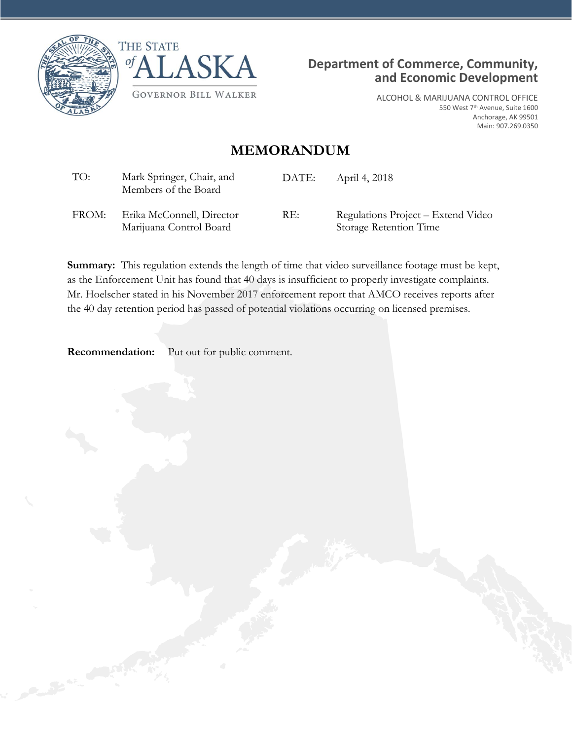THE STATE *of* ALASKA

GOVERNOR BILL WALKER

**Department of Commerce, Community, and Economic Development**

ALCOHOL & MARIJUANA CONTROL OFFICE
550 West 7th Avenue, Suite 1600
Anchorage, AK 99501
Main: 907.269.0350

# MEMORANDUM

| | | | |
|---|---|---|---|
| TO: | Mark Springer, Chair, and Members of the Board | DATE: | April 4, 2018 |
| FROM: | Erika McConnell, Director Marijuana Control Board | RE: | Regulations Project – Extend Video Storage Retention Time |

**Summary:** This regulation extends the length of time that video surveillance footage must be kept, as the Enforcement Unit has found that 40 days is insufficient to properly investigate complaints. Mr. Hoelscher stated in his November 2017 enforcement report that AMCO receives reports after the 40 day retention period has passed of potential violations occurring on licensed premises.

**Recommendation:** Put out for public comment.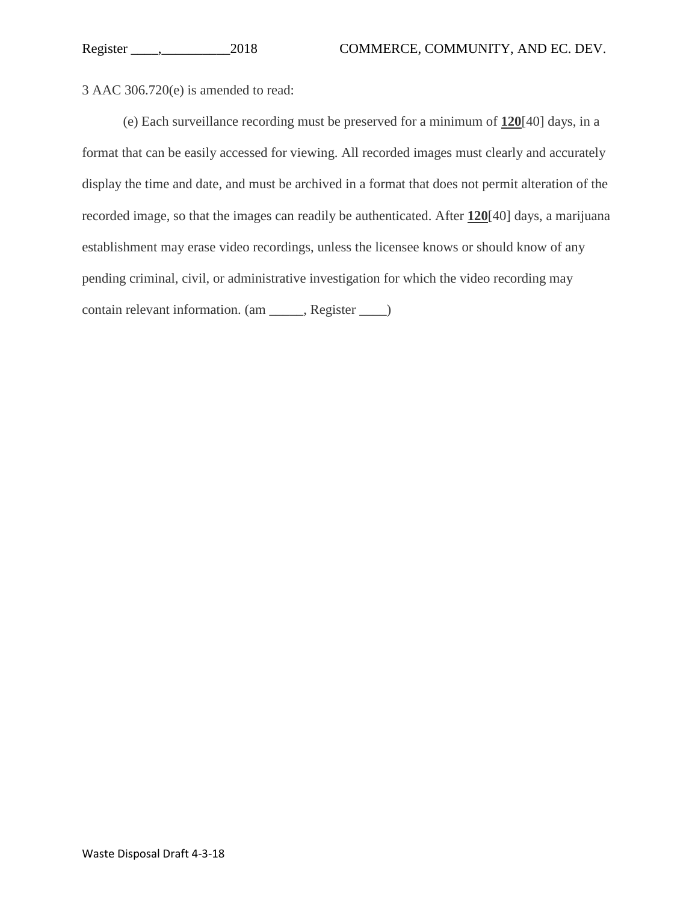3 AAC 306.720(e) is amended to read:

(e) Each surveillance recording must be preserved for a minimum of **120**[40] days, in a format that can be easily accessed for viewing. All recorded images must clearly and accurately display the time and date, and must be archived in a format that does not permit alteration of the recorded image, so that the images can readily be authenticated. After **120**[40] days, a marijuana establishment may erase video recordings, unless the licensee knows or should know of any pending criminal, civil, or administrative investigation for which the video recording may contain relevant information. (am _____, Register ____)